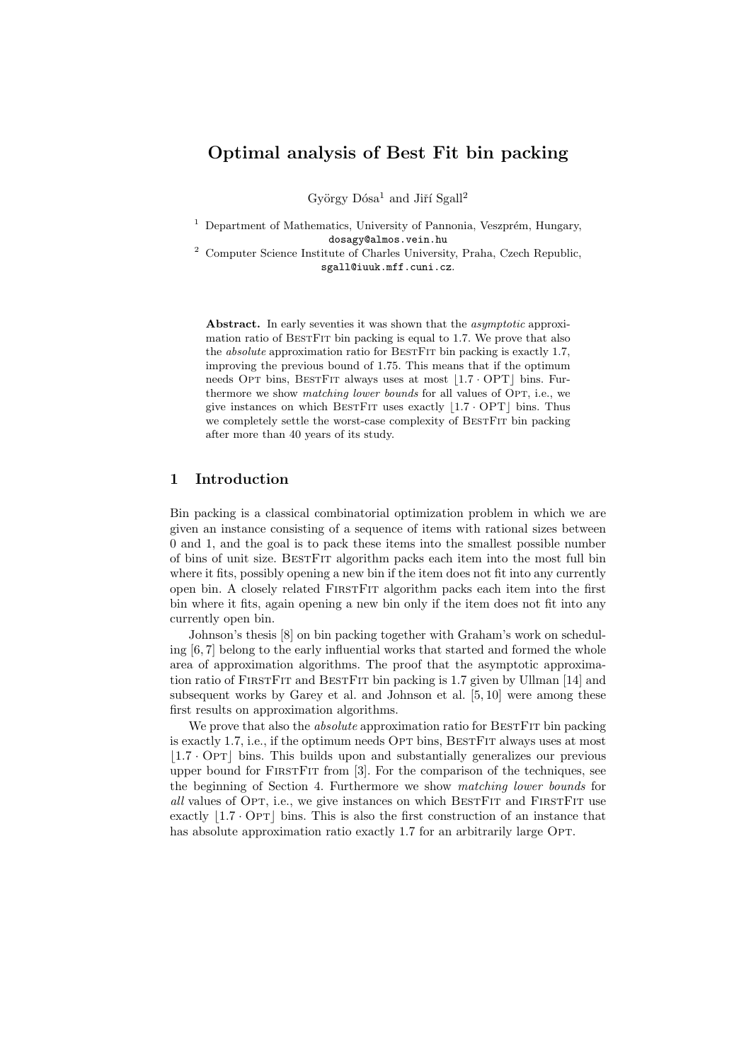# Optimal analysis of Best Fit bin packing

György Dósa[1] and Jiří Sgall[2]

[1] Department of Mathematics, University of Pannonia, Veszprém, Hungary, dosagy@almos.vein.hu

[2] Computer Science Institute of Charles University, Praha, Czech Republic, sgall@iuuk.mff.cuni.cz.

**Abstract.** In early seventies it was shown that the *asymptotic* approximation ratio of BestFit bin packing is equal to 1.7. We prove that also the *absolute* approximation ratio for BestFit bin packing is exactly 1.7, improving the previous bound of 1.75. This means that if the optimum needs Opt bins, BestFit always uses at most $\lfloor 1.7 \cdot \mathrm{OPT} \rfloor$ bins. Furthermore we show *matching lower bounds* for all values of Opt, i.e., we give instances on which BestFit uses exactly $\lfloor 1.7 \cdot \mathrm{OPT} \rfloor$ bins. Thus we completely settle the worst-case complexity of BestFit bin packing after more than 40 years of its study.

## 1 Introduction

Bin packing is a classical combinatorial optimization problem in which we are given an instance consisting of a sequence of items with rational sizes between 0 and 1, and the goal is to pack these items into the smallest possible number of bins of unit size. BestFit algorithm packs each item into the most full bin where it fits, possibly opening a new bin if the item does not fit into any currently open bin. A closely related FirstFit algorithm packs each item into the first bin where it fits, again opening a new bin only if the item does not fit into any currently open bin.

Johnson's thesis [8] on bin packing together with Graham's work on scheduling [6, 7] belong to the early influential works that started and formed the whole area of approximation algorithms. The proof that the asymptotic approximation ratio of FirstFit and BestFit bin packing is 1.7 given by Ullman [14] and subsequent works by Garey et al. and Johnson et al. [5, 10] were among these first results on approximation algorithms.

We prove that also the *absolute* approximation ratio for BestFit bin packing is exactly 1.7, i.e., if the optimum needs Opt bins, BestFit always uses at most $\lfloor 1.7 \cdot \mathrm{Opt} \rfloor$ bins. This builds upon and substantially generalizes our previous upper bound for FirstFit from [3]. For the comparison of the techniques, see the beginning of Section 4. Furthermore we show *matching lower bounds* for *all* values of Opt, i.e., we give instances on which BestFit and FirstFit use exactly $\lfloor 1.7 \cdot \mathrm{Opt} \rfloor$ bins. This is also the first construction of an instance that has absolute approximation ratio exactly 1.7 for an arbitrarily large Opt.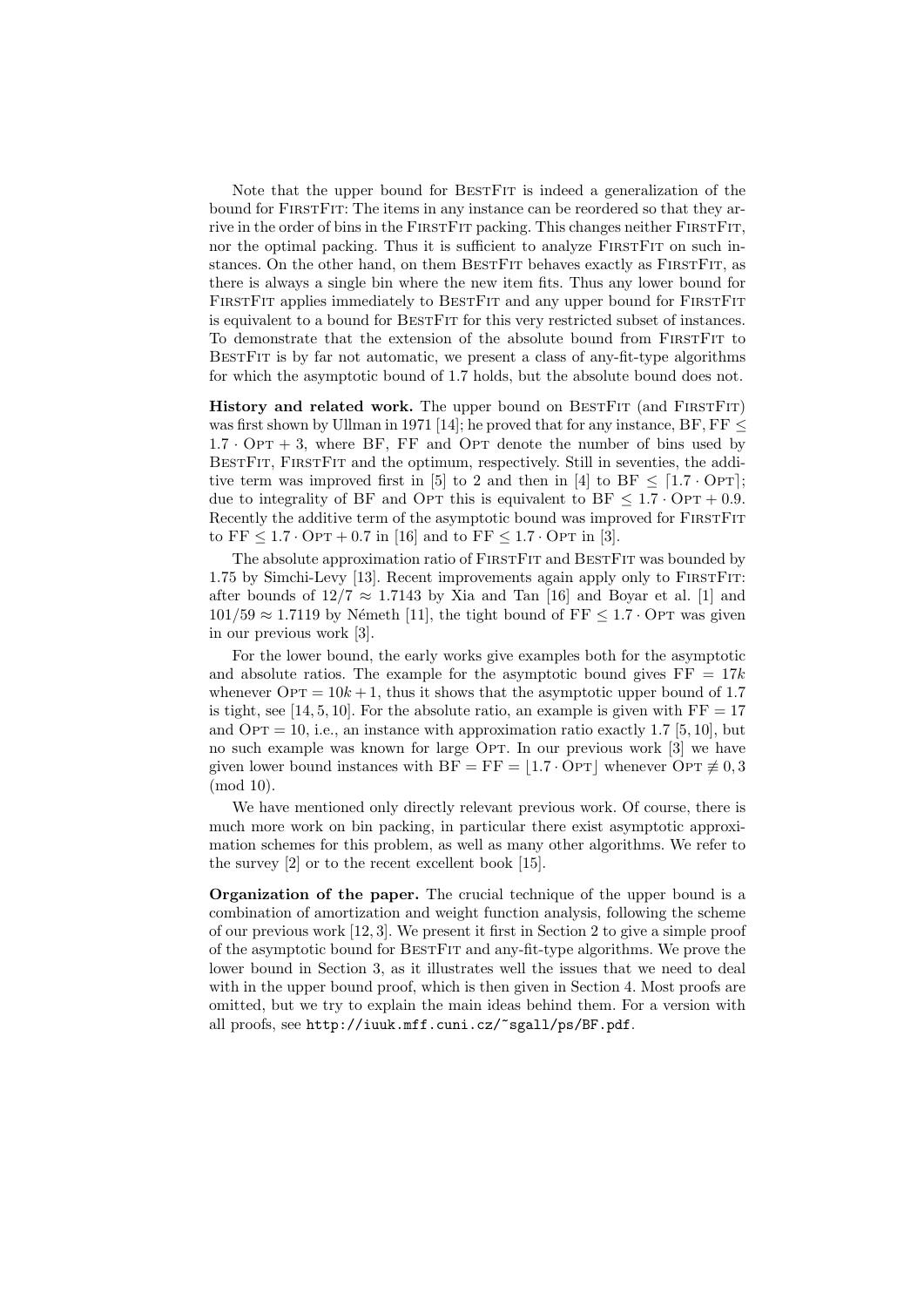Note that the upper bound for BestFit is indeed a generalization of the bound for FirstFit: The items in any instance can be reordered so that they arrive in the order of bins in the FirstFit packing. This changes neither FirstFit, nor the optimal packing. Thus it is sufficient to analyze FirstFit on such instances. On the other hand, on them BestFit behaves exactly as FirstFit, as there is always a single bin where the new item fits. Thus any lower bound for FirstFit applies immediately to BestFit and any upper bound for FirstFit is equivalent to a bound for BestFit for this very restricted subset of instances. To demonstrate that the extension of the absolute bound from FirstFit to BestFit is by far not automatic, we present a class of any-fit-type algorithms for which the asymptotic bound of 1.7 holds, but the absolute bound does not.

**History and related work.** The upper bound on BestFit (and FirstFit) was first shown by Ullman in 1971 [14]; he proved that for any instance, $\mathrm{BF}, \mathrm{FF} \leq 1.7 \cdot \mathrm{OPT} + 3$, where BF, FF and Opt denote the number of bins used by BestFit, FirstFit and the optimum, respectively. Still in seventies, the additive term was improved first in [5] to 2 and then in [4] to $\mathrm{BF} \leq \lceil 1.7 \cdot \mathrm{OPT} \rceil$; due to integrality of BF and Opt this is equivalent to $\mathrm{BF} \leq 1.7 \cdot \mathrm{OPT} + 0.9$. Recently the additive term of the asymptotic bound was improved for FirstFit to $\mathrm{FF} \leq 1.7 \cdot \mathrm{OPT} + 0.7$ in [16] and to $\mathrm{FF} \leq 1.7 \cdot \mathrm{OPT}$ in [3].

The absolute approximation ratio of FirstFit and BestFit was bounded by 1.75 by Simchi-Levy [13]. Recent improvements again apply only to FirstFit: after bounds of $12/7 \approx 1.7143$ by Xia and Tan [16] and Boyar et al. [1] and $101/59 \approx 1.7119$ by Németh [11], the tight bound of $\mathrm{FF} \leq 1.7 \cdot \mathrm{OPT}$ was given in our previous work [3].

For the lower bound, the early works give examples both for the asymptotic and absolute ratios. The example for the asymptotic bound gives $\mathrm{FF} = 17k$ whenever $\mathrm{OPT} = 10k + 1$, thus it shows that the asymptotic upper bound of 1.7 is tight, see [14, 5, 10]. For the absolute ratio, an example is given with $\mathrm{FF} = 17$ and $\mathrm{OPT} = 10$, i.e., an instance with approximation ratio exactly 1.7 [5, 10], but no such example was known for large Opt. In our previous work [3] we have given lower bound instances with $\mathrm{BF} = \mathrm{FF} = \lfloor 1.7 \cdot \mathrm{OPT} \rfloor$ whenever $\mathrm{OPT} \not\equiv 0, 3 \pmod{10}$.

We have mentioned only directly relevant previous work. Of course, there is much more work on bin packing, in particular there exist asymptotic approximation schemes for this problem, as well as many other algorithms. We refer to the survey [2] or to the recent excellent book [15].

**Organization of the paper.** The crucial technique of the upper bound is a combination of amortization and weight function analysis, following the scheme of our previous work [12, 3]. We present it first in Section 2 to give a simple proof of the asymptotic bound for BestFit and any-fit-type algorithms. We prove the lower bound in Section 3, as it illustrates well the issues that we need to deal with in the upper bound proof, which is then given in Section 4. Most proofs are omitted, but we try to explain the main ideas behind them. For a version with all proofs, see `http://iuuk.mff.cuni.cz/~sgall/ps/BF.pdf`.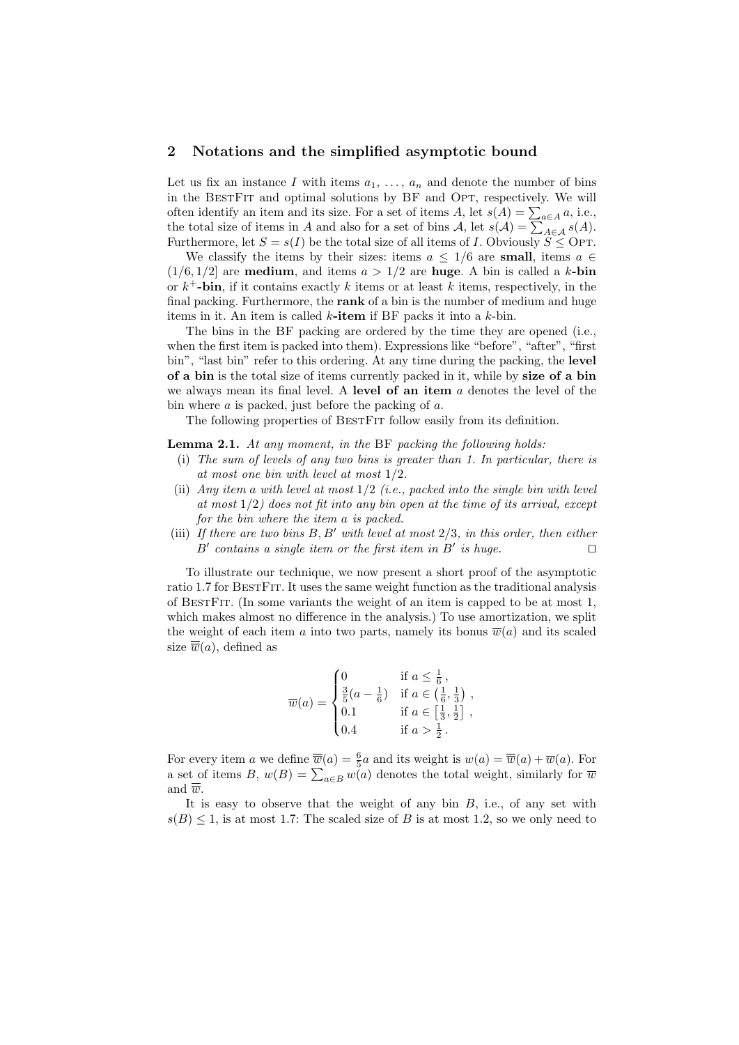## 2 Notations and the simplified asymptotic bound

Let us fix an instance $I$ with items $a_1, \ldots, a_n$ and denote the number of bins in the BestFit and optimal solutions by BF and Opt, respectively. We will often identify an item and its size. For a set of items $A$, let $s(A) = \sum_{a \in A} a$, i.e., the total size of items in $A$ and also for a set of bins $\mathcal{A}$, let $s(\mathcal{A}) = \sum_{A \in \mathcal{A}} s(A)$. Furthermore, let $S = s(I)$ be the total size of all items of $I$. Obviously $S \leq$ Opt.

We classify the items by their sizes: items $a \leq 1/6$ are **small**, items $a \in (1/6, 1/2]$ are **medium**, and items $a > 1/2$ are **huge**. A bin is called a $k$**-bin** or $k^+$**-bin**, if it contains exactly $k$ items or at least $k$ items, respectively, in the final packing. Furthermore, the **rank** of a bin is the number of medium and huge items in it. An item is called $k$**-item** if BF packs it into a $k$-bin.

The bins in the BF packing are ordered by the time they are opened (i.e., when the first item is packed into them). Expressions like "before", "after", "first bin", "last bin" refer to this ordering. At any time during the packing, the **level of a bin** is the total size of items currently packed in it, while by **size of a bin** we always mean its final level. A **level of an item** $a$ denotes the level of the bin where $a$ is packed, just before the packing of $a$.

The following properties of BestFit follow easily from its definition.

**Lemma 2.1.** *At any moment, in the* BF *packing the following holds:*

- (i) *The sum of levels of any two bins is greater than 1. In particular, there is at most one bin with level at most* $1/2$.
- (ii) *Any item* $a$ *with level at most* $1/2$ *(i.e., packed into the single bin with level at most* $1/2$*) does not fit into any bin open at the time of its arrival, except for the bin where the item* $a$ *is packed.*
- (iii) *If there are two bins* $B, B'$ *with level at most* $2/3$, *in this order, then either* $B'$ *contains a single item or the first item in* $B'$ *is huge.* □

To illustrate our technique, we now present a short proof of the asymptotic ratio 1.7 for BestFit. It uses the same weight function as the traditional analysis of BestFit. (In some variants the weight of an item is capped to be at most 1, which makes almost no difference in the analysis.) To use amortization, we split the weight of each item $a$ into two parts, namely its bonus $\overline{w}(a)$ and its scaled size $\overline{\overline{w}}(a)$, defined as

$$\overline{w}(a) = \begin{cases} 0 & \text{if } a \leq \frac{1}{6}\,, \\ \frac{3}{5}(a - \frac{1}{6}) & \text{if } a \in \left(\frac{1}{6}, \frac{1}{3}\right)\,, \\ 0.1 & \text{if } a \in \left[\frac{1}{3}, \frac{1}{2}\right]\,, \\ 0.4 & \text{if } a > \frac{1}{2}\,. \end{cases}$$

For every item $a$ we define $\overline{\overline{w}}(a) = \frac{6}{5}a$ and its weight is $w(a) = \overline{\overline{w}}(a) + \overline{w}(a)$. For a set of items $B$, $w(B) = \sum_{a \in B} w(a)$ denotes the total weight, similarly for $\overline{w}$ and $\overline{\overline{w}}$.

It is easy to observe that the weight of any bin $B$, i.e., of any set with $s(B) \leq 1$, is at most 1.7: The scaled size of $B$ is at most 1.2, so we only need to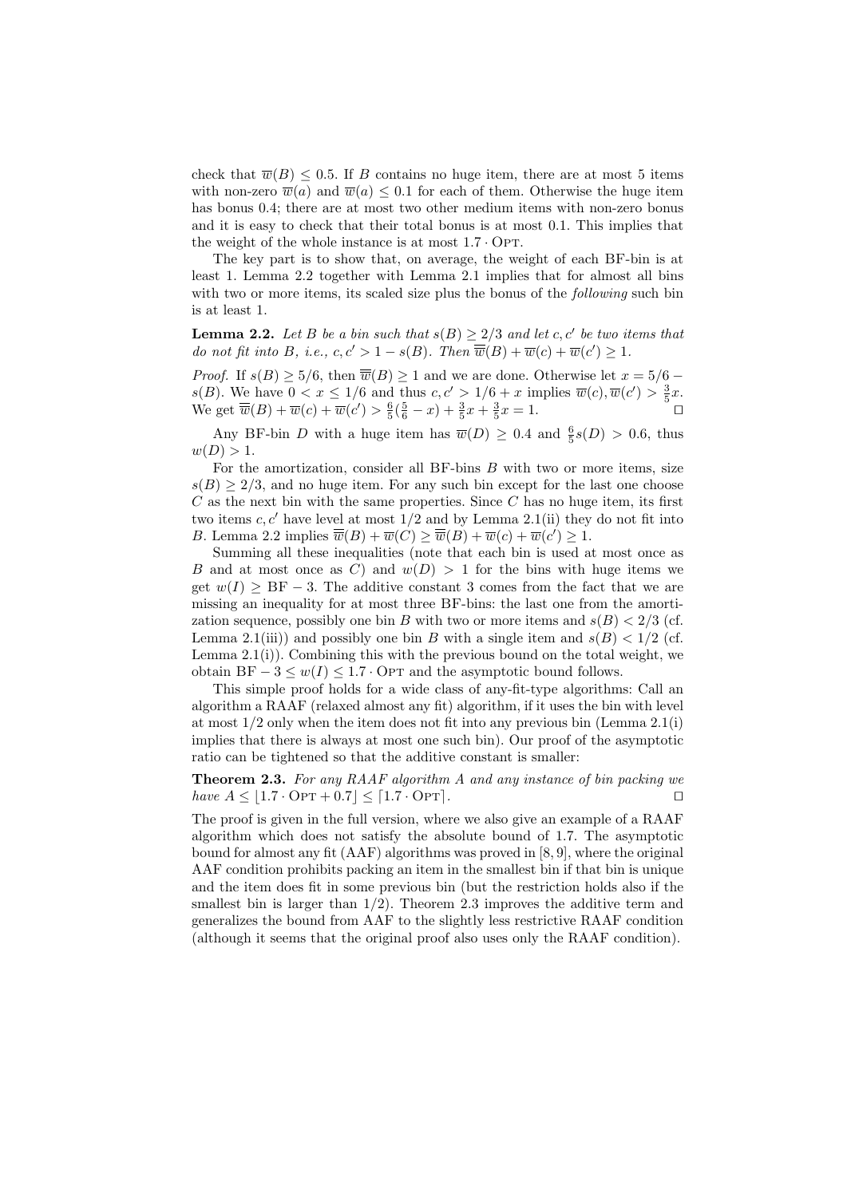check that $\overline{w}(B) \leq 0.5$. If $B$ contains no huge item, there are at most 5 items with non-zero $\overline{w}(a)$ and $\overline{w}(a) \leq 0.1$ for each of them. Otherwise the huge item has bonus 0.4; there are at most two other medium items with non-zero bonus and it is easy to check that their total bonus is at most 0.1. This implies that the weight of the whole instance is at most $1.7 \cdot \text{OPT}$.

The key part is to show that, on average, the weight of each BF-bin is at least 1. Lemma 2.2 together with Lemma 2.1 implies that for almost all bins with two or more items, its scaled size plus the bonus of the *following* such bin is at least 1.

**Lemma 2.2.** *Let $B$ be a bin such that $s(B) \geq 2/3$ and let $c, c'$ be two items that do not fit into $B$, i.e., $c, c' > 1 - s(B)$. Then $\overline{\overline{w}}(B) + \overline{w}(c) + \overline{w}(c') \geq 1$.*

*Proof.* If $s(B) \geq 5/6$, then $\overline{\overline{w}}(B) \geq 1$ and we are done. Otherwise let $x = 5/6 - s(B)$. We have $0 < x \leq 1/6$ and thus $c, c' > 1/6 + x$ implies $\overline{w}(c), \overline{w}(c') > \frac{3}{5}x$. We get $\overline{\overline{w}}(B) + \overline{w}(c) + \overline{w}(c') > \frac{6}{5}(\frac{5}{6} - x) + \frac{3}{5}x + \frac{3}{5}x = 1$. ⊓⊔

Any BF-bin $D$ with a huge item has $\overline{w}(D) \geq 0.4$ and $\frac{6}{5}s(D) > 0.6$, thus $w(D) > 1$.

For the amortization, consider all BF-bins $B$ with two or more items, size $s(B) \geq 2/3$, and no huge item. For any such bin except for the last one choose $C$ as the next bin with the same properties. Since $C$ has no huge item, its first two items $c, c'$ have level at most $1/2$ and by Lemma 2.1(ii) they do not fit into $B$. Lemma 2.2 implies $\overline{\overline{w}}(B) + \overline{w}(C) \geq \overline{\overline{w}}(B) + \overline{w}(c) + \overline{w}(c') \geq 1$.

Summing all these inequalities (note that each bin is used at most once as $B$ and at most once as $C$) and $w(D) > 1$ for the bins with huge items we get $w(I) \geq \text{BF} - 3$. The additive constant 3 comes from the fact that we are missing an inequality for at most three BF-bins: the last one from the amortization sequence, possibly one bin $B$ with two or more items and $s(B) < 2/3$ (cf. Lemma 2.1(iii)) and possibly one bin $B$ with a single item and $s(B) < 1/2$ (cf. Lemma 2.1(i)). Combining this with the previous bound on the total weight, we obtain $\text{BF} - 3 \leq w(I) \leq 1.7 \cdot \text{OPT}$ and the asymptotic bound follows.

This simple proof holds for a wide class of any-fit-type algorithms: Call an algorithm a RAAF (relaxed almost any fit) algorithm, if it uses the bin with level at most $1/2$ only when the item does not fit into any previous bin (Lemma 2.1(i) implies that there is always at most one such bin). Our proof of the asymptotic ratio can be tightened so that the additive constant is smaller:

**Theorem 2.3.** *For any RAAF algorithm $A$ and any instance of bin packing we have $A \leq \lfloor 1.7 \cdot \text{OPT} + 0.7 \rfloor \leq \lceil 1.7 \cdot \text{OPT} \rceil$.* ⊓⊔

The proof is given in the full version, where we also give an example of a RAAF algorithm which does not satisfy the absolute bound of 1.7. The asymptotic bound for almost any fit (AAF) algorithms was proved in [8, 9], where the original AAF condition prohibits packing an item in the smallest bin if that bin is unique and the item does fit in some previous bin (but the restriction holds also if the smallest bin is larger than $1/2$). Theorem 2.3 improves the additive term and generalizes the bound from AAF to the slightly less restrictive RAAF condition (although it seems that the original proof also uses only the RAAF condition).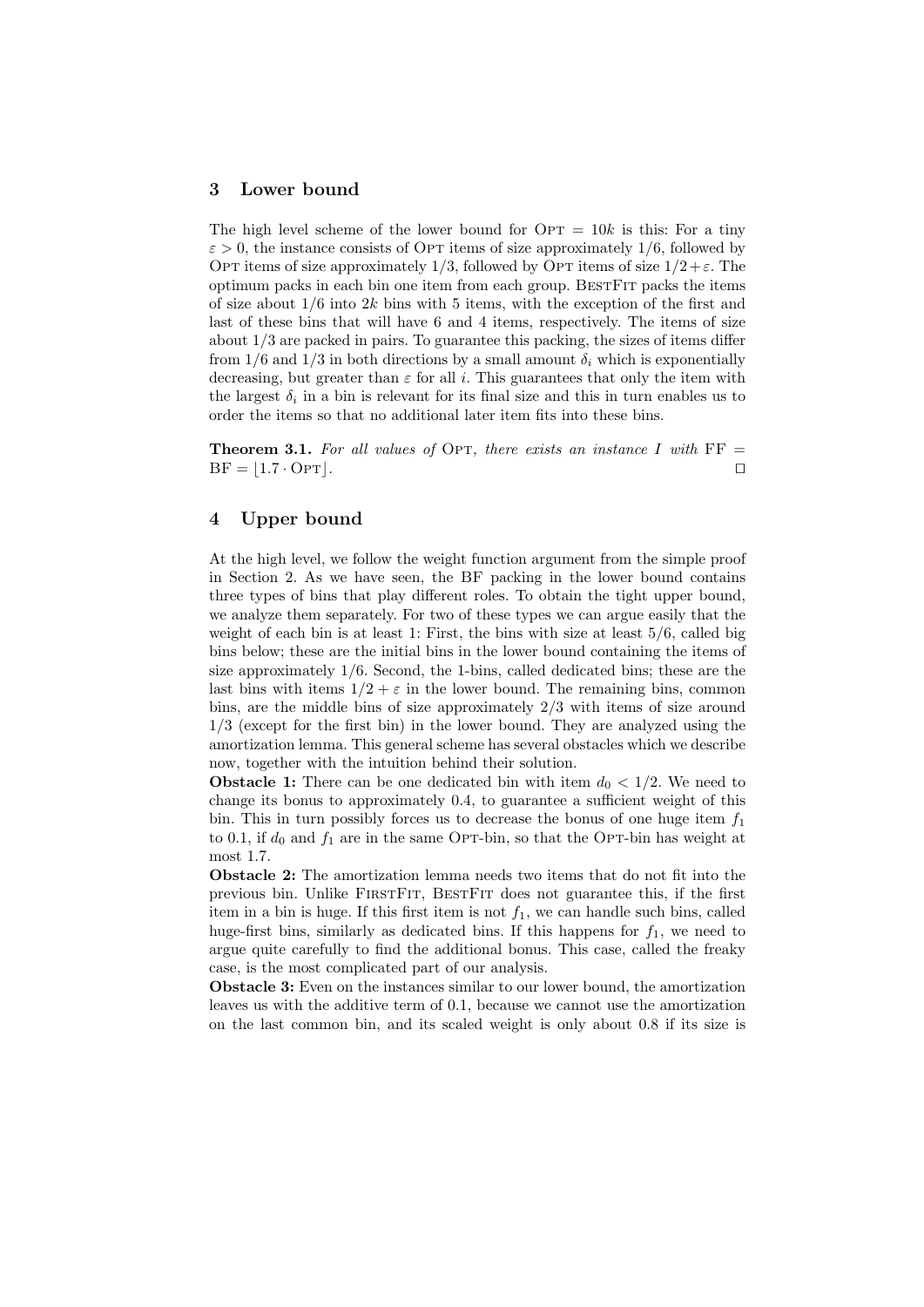## 3 Lower bound

The high level scheme of the lower bound for $\text{OPT} = 10k$ is this: For a tiny $\varepsilon > 0$, the instance consists of OPT items of size approximately $1/6$, followed by OPT items of size approximately $1/3$, followed by OPT items of size $1/2 + \varepsilon$. The optimum packs in each bin one item from each group. BESTFIT packs the items of size about $1/6$ into $2k$ bins with 5 items, with the exception of the first and last of these bins that will have 6 and 4 items, respectively. The items of size about $1/3$ are packed in pairs. To guarantee this packing, the sizes of items differ from $1/6$ and $1/3$ in both directions by a small amount $\delta_i$ which is exponentially decreasing, but greater than $\varepsilon$ for all $i$. This guarantees that only the item with the largest $\delta_i$ in a bin is relevant for its final size and this in turn enables us to order the items so that no additional later item fits into these bins.

**Theorem 3.1.** *For all values of* OPT*, there exists an instance $I$ with* $\text{FF} = \text{BF} = \lfloor 1.7 \cdot \text{OPT} \rfloor$. □

## 4 Upper bound

At the high level, we follow the weight function argument from the simple proof in Section 2. As we have seen, the BF packing in the lower bound contains three types of bins that play different roles. To obtain the tight upper bound, we analyze them separately. For two of these types we can argue easily that the weight of each bin is at least 1: First, the bins with size at least $5/6$, called big bins below; these are the initial bins in the lower bound containing the items of size approximately $1/6$. Second, the 1-bins, called dedicated bins; these are the last bins with items $1/2 + \varepsilon$ in the lower bound. The remaining bins, common bins, are the middle bins of size approximately $2/3$ with items of size around $1/3$ (except for the first bin) in the lower bound. They are analyzed using the amortization lemma. This general scheme has several obstacles which we describe now, together with the intuition behind their solution.

**Obstacle 1:** There can be one dedicated bin with item $d_0 < 1/2$. We need to change its bonus to approximately 0.4, to guarantee a sufficient weight of this bin. This in turn possibly forces us to decrease the bonus of one huge item $f_1$ to 0.1, if $d_0$ and $f_1$ are in the same OPT-bin, so that the OPT-bin has weight at most 1.7.

**Obstacle 2:** The amortization lemma needs two items that do not fit into the previous bin. Unlike FIRSTFIT, BESTFIT does not guarantee this, if the first item in a bin is huge. If this first item is not $f_1$, we can handle such bins, called huge-first bins, similarly as dedicated bins. If this happens for $f_1$, we need to argue quite carefully to find the additional bonus. This case, called the freaky case, is the most complicated part of our analysis.

**Obstacle 3:** Even on the instances similar to our lower bound, the amortization leaves us with the additive term of 0.1, because we cannot use the amortization on the last common bin, and its scaled weight is only about 0.8 if its size is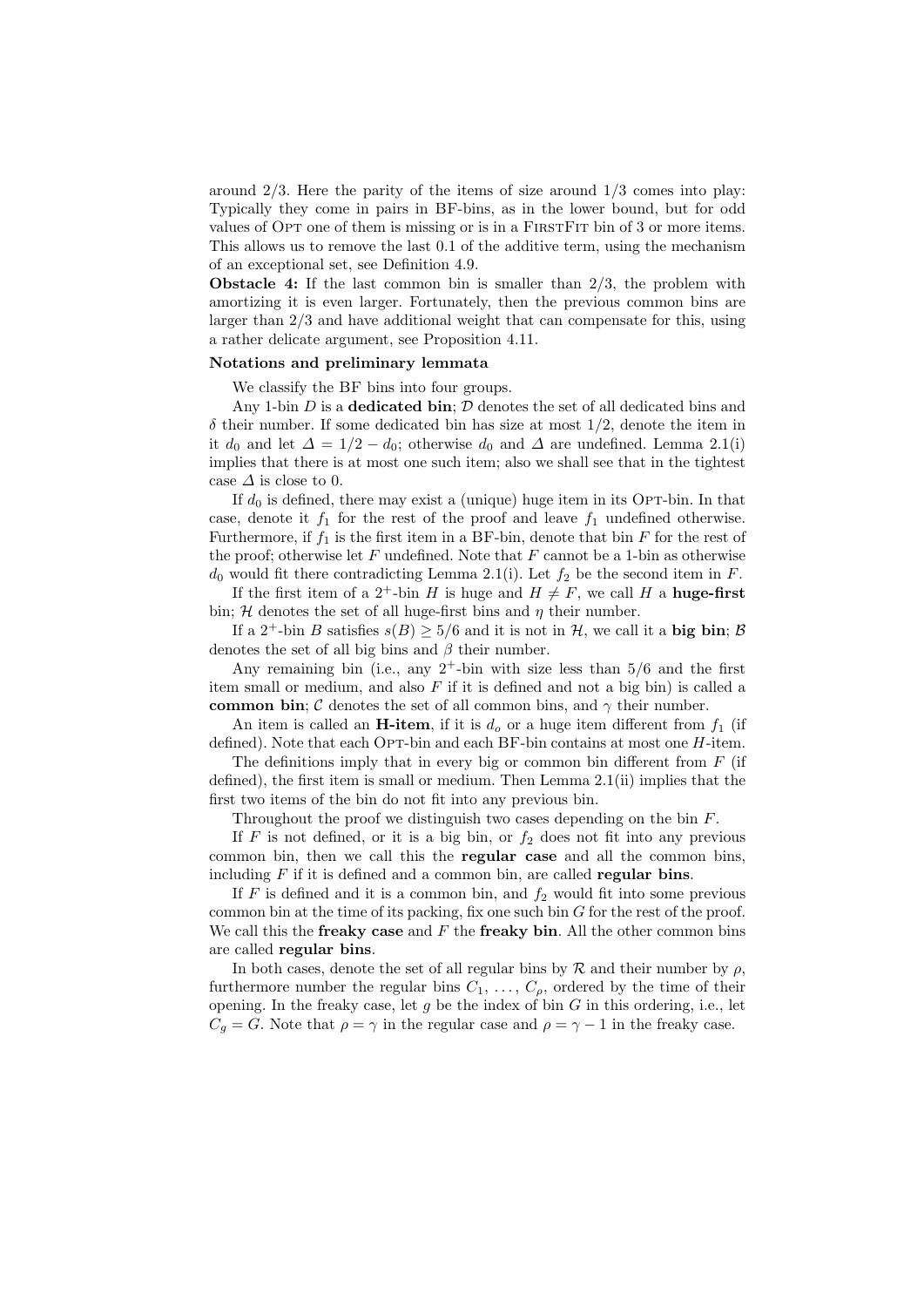around 2/3. Here the parity of the items of size around 1/3 comes into play: Typically they come in pairs in BF-bins, as in the lower bound, but for odd values of Opt one of them is missing or is in a FirstFit bin of 3 or more items. This allows us to remove the last 0.1 of the additive term, using the mechanism of an exceptional set, see Definition 4.9.

**Obstacle 4:** If the last common bin is smaller than 2/3, the problem with amortizing it is even larger. Fortunately, then the previous common bins are larger than 2/3 and have additional weight that can compensate for this, using a rather delicate argument, see Proposition 4.11.

**Notations and preliminary lemmata**

We classify the BF bins into four groups.

Any 1-bin $D$ is a **dedicated bin**; $\mathcal{D}$ denotes the set of all dedicated bins and $\delta$ their number. If some dedicated bin has size at most 1/2, denote the item in it $d_0$ and let $\Delta = 1/2 - d_0$; otherwise $d_0$ and $\Delta$ are undefined. Lemma 2.1(i) implies that there is at most one such item; also we shall see that in the tightest case $\Delta$ is close to 0.

If $d_0$ is defined, there may exist a (unique) huge item in its Opt-bin. In that case, denote it $f_1$ for the rest of the proof and leave $f_1$ undefined otherwise. Furthermore, if $f_1$ is the first item in a BF-bin, denote that bin $F$ for the rest of the proof; otherwise let $F$ undefined. Note that $F$ cannot be a 1-bin as otherwise $d_0$ would fit there contradicting Lemma 2.1(i). Let $f_2$ be the second item in $F$.

If the first item of a $2^+$-bin $H$ is huge and $H \neq F$, we call $H$ a **huge-first** bin; $\mathcal{H}$ denotes the set of all huge-first bins and $\eta$ their number.

If a $2^+$-bin $B$ satisfies $s(B) \geq 5/6$ and it is not in $\mathcal{H}$, we call it a **big bin**; $\mathcal{B}$ denotes the set of all big bins and $\beta$ their number.

Any remaining bin (i.e., any $2^+$-bin with size less than 5/6 and the first item small or medium, and also $F$ if it is defined and not a big bin) is called a **common bin**; $\mathcal{C}$ denotes the set of all common bins, and $\gamma$ their number.

An item is called an **H-item**, if it is $d_o$ or a huge item different from $f_1$ (if defined). Note that each Opt-bin and each BF-bin contains at most one $H$-item.

The definitions imply that in every big or common bin different from $F$ (if defined), the first item is small or medium. Then Lemma 2.1(ii) implies that the first two items of the bin do not fit into any previous bin.

Throughout the proof we distinguish two cases depending on the bin $F$.

If $F$ is not defined, or it is a big bin, or $f_2$ does not fit into any previous common bin, then we call this the **regular case** and all the common bins, including $F$ if it is defined and a common bin, are called **regular bins**.

If $F$ is defined and it is a common bin, and $f_2$ would fit into some previous common bin at the time of its packing, fix one such bin $G$ for the rest of the proof. We call this the **freaky case** and $F$ the **freaky bin**. All the other common bins are called **regular bins**.

In both cases, denote the set of all regular bins by $\mathcal{R}$ and their number by $\rho$, furthermore number the regular bins $C_1, \ldots, C_\rho$, ordered by the time of their opening. In the freaky case, let $g$ be the index of bin $G$ in this ordering, i.e., let $C_g = G$. Note that $\rho = \gamma$ in the regular case and $\rho = \gamma - 1$ in the freaky case.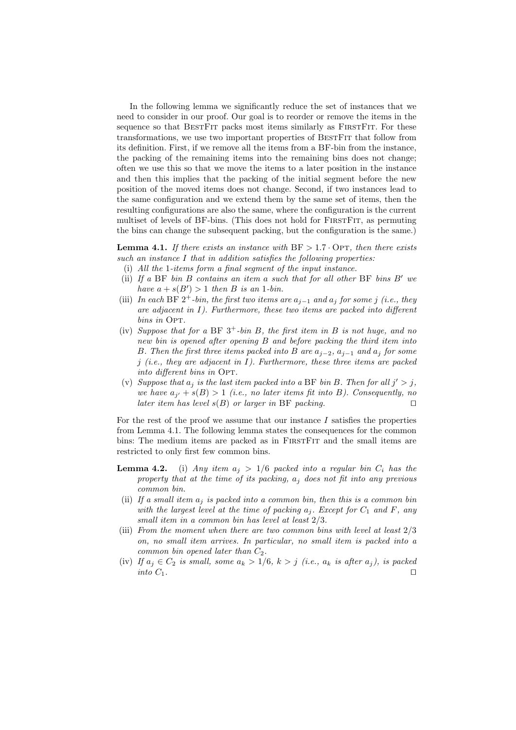In the following lemma we significantly reduce the set of instances that we need to consider in our proof. Our goal is to reorder or remove the items in the sequence so that BestFit packs most items similarly as FirstFit. For these transformations, we use two important properties of BestFit that follow from its definition. First, if we remove all the items from a BF-bin from the instance, the packing of the remaining items into the remaining bins does not change; often we use this so that we move the items to a later position in the instance and then this implies that the packing of the initial segment before the new position of the moved items does not change. Second, if two instances lead to the same configuration and we extend them by the same set of items, then the resulting configurations are also the same, where the configuration is the current multiset of levels of BF-bins. (This does not hold for FirstFit, as permuting the bins can change the subsequent packing, but the configuration is the same.)

**Lemma 4.1.** *If there exists an instance with* $\mathrm{BF} > 1.7 \cdot \mathrm{OPT}$*, then there exists such an instance* $I$ *that in addition satisfies the following properties:*

(i) *All the* 1*-items form a final segment of the input instance.*

(ii) *If a* BF *bin* $B$ *contains an item* $a$ *such that for all other* BF *bins* $B'$ *we have* $a + s(B') > 1$ *then* $B$ *is an* 1*-bin.*

(iii) *In each* BF $2^+$*-bin, the first two items are* $a_{j-1}$ *and* $a_j$ *for some* $j$ *(i.e., they are adjacent in* $I$*). Furthermore, these two items are packed into different bins in* OPT*.*

(iv) *Suppose that for a* BF $3^+$*-bin* $B$*, the first item in* $B$ *is not huge, and no new bin is opened after opening* $B$ *and before packing the third item into* $B$*. Then the first three items packed into* $B$ *are* $a_{j-2}$*,* $a_{j-1}$ *and* $a_j$ *for some* $j$ *(i.e., they are adjacent in* $I$*). Furthermore, these three items are packed into different bins in* OPT*.*

(v) *Suppose that* $a_j$ *is the last item packed into a* BF *bin* $B$*. Then for all* $j' > j$*, we have* $a_{j'} + s(B) > 1$ *(i.e., no later items fit into* $B$*). Consequently, no later item has level* $s(B)$ *or larger in* BF *packing.* □

For the rest of the proof we assume that our instance $I$ satisfies the properties from Lemma 4.1. The following lemma states the consequences for the common bins: The medium items are packed as in FirstFit and the small items are restricted to only first few common bins.

**Lemma 4.2.** (i) *Any item* $a_j > 1/6$ *packed into a regular bin* $C_i$ *has the property that at the time of its packing,* $a_j$ *does not fit into any previous common bin.*

(ii) *If a small item* $a_j$ *is packed into a common bin, then this is a common bin with the largest level at the time of packing* $a_j$*. Except for* $C_1$ *and* $F$*, any small item in a common bin has level at least* $2/3$*.*

(iii) *From the moment when there are two common bins with level at least* $2/3$ *on, no small item arrives. In particular, no small item is packed into a common bin opened later than* $C_2$*.*

(iv) *If* $a_j \in C_2$ *is small, some* $a_k > 1/6$*,* $k > j$ *(i.e.,* $a_k$ *is after* $a_j$*), is packed into* $C_1$*.* □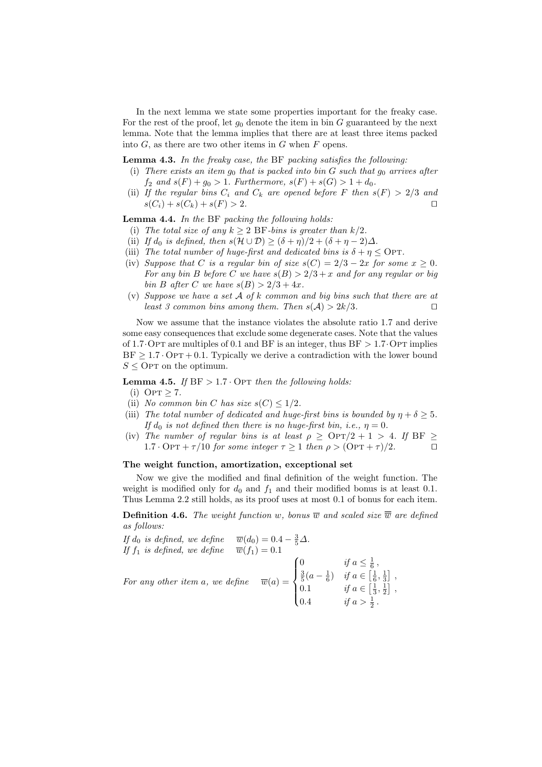In the next lemma we state some properties important for the freaky case. For the rest of the proof, let $g_0$ denote the item in bin $G$ guaranteed by the next lemma. Note that the lemma implies that there are at least three items packed into $G$, as there are two other items in $G$ when $F$ opens.

**Lemma 4.3.** *In the freaky case, the* BF *packing satisfies the following:*

(i) *There exists an item $g_0$ that is packed into bin $G$ such that $g_0$ arrives after $f_2$ and $s(F) + g_0 > 1$. Furthermore, $s(F) + s(G) > 1 + d_0$.*

(ii) *If the regular bins $C_i$ and $C_k$ are opened before $F$ then $s(F) > 2/3$ and $s(C_i) + s(C_k) + s(F) > 2$.* □

**Lemma 4.4.** *In the* BF *packing the following holds:*

(i) *The total size of any $k \geq 2$* BF*-bins is greater than $k/2$.*

(ii) *If $d_0$ is defined, then $s(\mathcal{H} \cup \mathcal{D}) \geq (\delta + \eta)/2 + (\delta + \eta - 2)\Delta$.*

(iii) *The total number of huge-first and dedicated bins is $\delta + \eta \leq$ OPT.*

(iv) *Suppose that $C$ is a regular bin of size $s(C) = 2/3 - 2x$ for some $x \geq 0$. For any bin $B$ before $C$ we have $s(B) > 2/3 + x$ and for any regular or big bin $B$ after $C$ we have $s(B) > 2/3 + 4x$.*

(v) *Suppose we have a set $\mathcal{A}$ of $k$ common and big bins such that there are at least 3 common bins among them. Then $s(\mathcal{A}) > 2k/3$.* □

Now we assume that the instance violates the absolute ratio 1.7 and derive some easy consequences that exclude some degenerate cases. Note that the values of $1.7 \cdot$ OPT are multiples of 0.1 and BF is an integer, thus BF $> 1.7 \cdot$ OPT implies BF $\geq 1.7 \cdot$ OPT $+ 0.1$. Typically we derive a contradiction with the lower bound $S \leq$ OPT on the optimum.

**Lemma 4.5.** *If* BF $> 1.7 \cdot$ OPT *then the following holds:*

(i) OPT $\geq 7$.

(ii) *No common bin $C$ has size $s(C) \leq 1/2$.*

(iii) *The total number of dedicated and huge-first bins is bounded by $\eta + \delta \geq 5$. If $d_0$ is not defined then there is no huge-first bin, i.e., $\eta = 0$.*

(iv) *The number of regular bins is at least $\rho \geq$ OPT$/2 + 1 > 4$. If* BF $\geq 1.7 \cdot$ OPT $+ \tau/10$ *for some integer $\tau \geq 1$ then $\rho > ($OPT $+ \tau)/2$.* □

**The weight function, amortization, exceptional set**

Now we give the modified and final definition of the weight function. The weight is modified only for $d_0$ and $f_1$ and their modified bonus is at least 0.1. Thus Lemma 2.2 still holds, as its proof uses at most 0.1 of bonus for each item.

**Definition 4.6.** *The weight function $w$, bonus $\overline{w}$ and scaled size $\overline{\overline{w}}$ are defined as follows:*

*If $d_0$ is defined, we define* $\quad \overline{w}(d_0) = 0.4 - \frac{3}{5}\Delta$.

*If $f_1$ is defined, we define* $\quad \overline{w}(f_1) = 0.1$

*For any other item $a$, we define*
$$\overline{w}(a) = \begin{cases} 0 & \text{if } a \leq \frac{1}{6}\,, \\ \frac{3}{5}(a - \frac{1}{6}) & \text{if } a \in \left[\frac{1}{6}, \frac{1}{3}\right]\,, \\ 0.1 & \text{if } a \in \left[\frac{1}{3}, \frac{1}{2}\right]\,, \\ 0.4 & \text{if } a > \frac{1}{2}\,. \end{cases}$$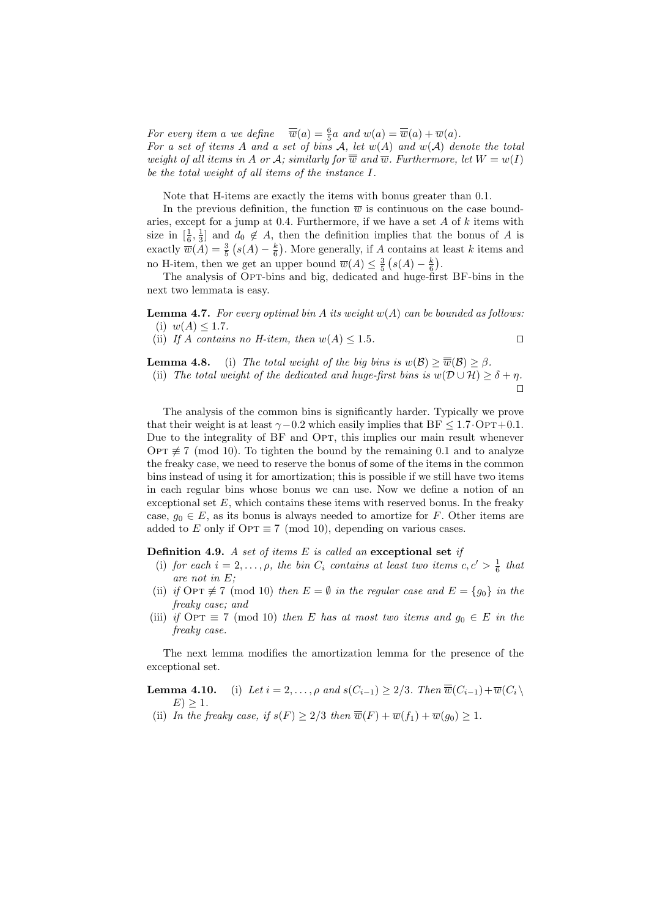*For every item $a$ we define* $\overline{\overline{w}}(a) = \frac{6}{5}a$ *and* $w(a) = \overline{\overline{w}}(a) + \overline{w}(a)$.
*For a set of items $A$ and a set of bins $\mathcal{A}$, let $w(A)$ and $w(\mathcal{A})$ denote the total weight of all items in $A$ or $\mathcal{A}$; similarly for $\overline{\overline{w}}$ and $\overline{w}$. Furthermore, let $W = w(I)$ be the total weight of all items of the instance $I$.*

Note that H-items are exactly the items with bonus greater than 0.1.

In the previous definition, the function $\overline{w}$ is continuous on the case boundaries, except for a jump at 0.4. Furthermore, if we have a set $A$ of $k$ items with size in $[\frac{1}{6}, \frac{1}{3}]$ and $d_0 \notin A$, then the definition implies that the bonus of $A$ is exactly $\overline{w}(A) = \frac{3}{5}\left(s(A) - \frac{k}{6}\right)$. More generally, if $A$ contains at least $k$ items and no H-item, then we get an upper bound $\overline{w}(A) \leq \frac{3}{5}\left(s(A) - \frac{k}{6}\right)$.

The analysis of OPT-bins and big, dedicated and huge-first BF-bins in the next two lemmata is easy.

**Lemma 4.7.** *For every optimal bin $A$ its weight $w(A)$ can be bounded as follows:*
(i) *$w(A) \leq 1.7$.*
(ii) *If $A$ contains no H-item, then $w(A) \leq 1.5$.* □

**Lemma 4.8.** (i) *The total weight of the big bins is $w(\mathcal{B}) \geq \overline{\overline{w}}(\mathcal{B}) \geq \beta$.*
(ii) *The total weight of the dedicated and huge-first bins is $w(\mathcal{D} \cup \mathcal{H}) \geq \delta + \eta$.* □

The analysis of the common bins is significantly harder. Typically we prove that their weight is at least $\gamma - 0.2$ which easily implies that $\text{BF} \leq 1.7 \cdot \text{OPT} + 0.1$. Due to the integrality of BF and OPT, this implies our main result whenever $\text{OPT} \not\equiv 7 \pmod{10}$. To tighten the bound by the remaining 0.1 and to analyze the freaky case, we need to reserve the bonus of some of the items in the common bins instead of using it for amortization; this is possible if we still have two items in each regular bins whose bonus we can use. Now we define a notion of an exceptional set $E$, which contains these items with reserved bonus. In the freaky case, $g_0 \in E$, as its bonus is always needed to amortize for $F$. Other items are added to $E$ only if $\text{OPT} \equiv 7 \pmod{10}$, depending on various cases.

**Definition 4.9.** *A set of items $E$ is called an* **exceptional set** *if*
(i) *for each $i = 2, \ldots, \rho$, the bin $C_i$ contains at least two items $c, c' > \frac{1}{6}$ that are not in $E$;*
(ii) *if $\text{OPT} \not\equiv 7 \pmod{10}$ then $E = \emptyset$ in the regular case and $E = \{g_0\}$ in the freaky case; and*
(iii) *if $\text{OPT} \equiv 7 \pmod{10}$ then $E$ has at most two items and $g_0 \in E$ in the freaky case.*

The next lemma modifies the amortization lemma for the presence of the exceptional set.

**Lemma 4.10.** (i) *Let $i = 2, \ldots, \rho$ and $s(C_{i-1}) \geq 2/3$. Then $\overline{\overline{w}}(C_{i-1}) + \overline{w}(C_i \setminus E) \geq 1$.*
(ii) *In the freaky case, if $s(F) \geq 2/3$ then $\overline{\overline{w}}(F) + \overline{w}(f_1) + \overline{w}(g_0) \geq 1$.*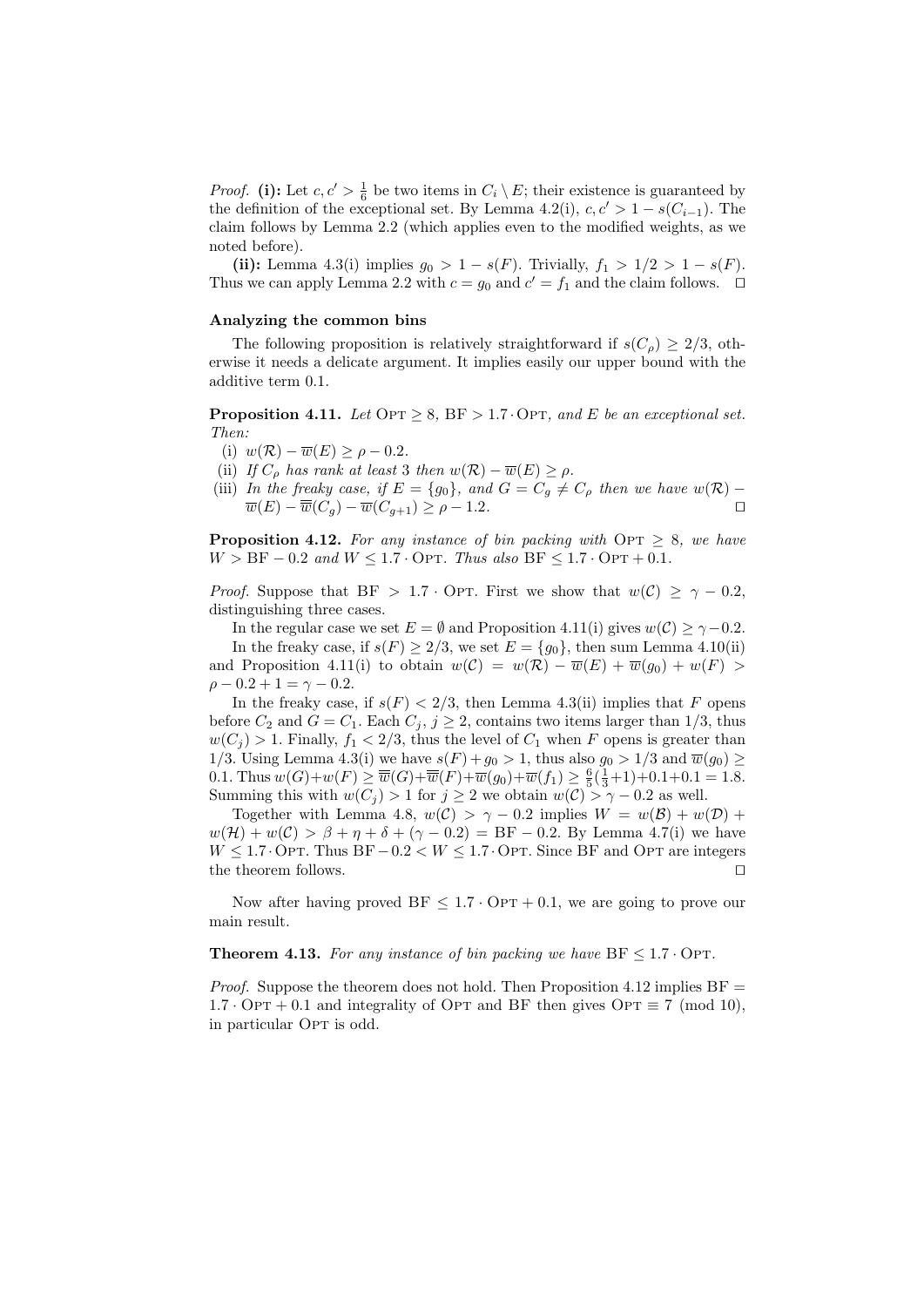*Proof.* **(i):** Let $c, c' > \frac{1}{6}$ be two items in $C_i \setminus E$; their existence is guaranteed by the definition of the exceptional set. By Lemma 4.2(i), $c, c' > 1 - s(C_{i-1})$. The claim follows by Lemma 2.2 (which applies even to the modified weights, as we noted before).

**(ii):** Lemma 4.3(i) implies $g_0 > 1 - s(F)$. Trivially, $f_1 > 1/2 > 1 - s(F)$. Thus we can apply Lemma 2.2 with $c = g_0$ and $c' = f_1$ and the claim follows. $\square$

**Analyzing the common bins**

The following proposition is relatively straightforward if $s(C_\rho) \geq 2/3$, otherwise it needs a delicate argument. It implies easily our upper bound with the additive term 0.1.

**Proposition 4.11.** *Let* $\text{OPT} \geq 8$, $\text{BF} > 1.7 \cdot \text{OPT}$, *and* $E$ *be an exceptional set. Then:*

(i) $w(\mathcal{R}) - \overline{w}(E) \geq \rho - 0.2$.

(ii) *If* $C_\rho$ *has rank at least 3 then* $w(\mathcal{R}) - \overline{w}(E) \geq \rho$.

(iii) *In the freaky case, if* $E = \{g_0\}$, *and* $G = C_g \neq C_\rho$ *then we have* $w(\mathcal{R}) - \overline{w}(E) - \overline{\overline{w}}(C_g) - \overline{w}(C_{g+1}) \geq \rho - 1.2$. $\square$

**Proposition 4.12.** *For any instance of bin packing with* $\text{OPT} \geq 8$, *we have* $W > \text{BF} - 0.2$ *and* $W \leq 1.7 \cdot \text{OPT}$. *Thus also* $\text{BF} \leq 1.7 \cdot \text{OPT} + 0.1$.

*Proof.* Suppose that $\text{BF} > 1.7 \cdot \text{OPT}$. First we show that $w(\mathcal{C}) \geq \gamma - 0.2$, distinguishing three cases.

In the regular case we set $E = \emptyset$ and Proposition 4.11(i) gives $w(\mathcal{C}) \geq \gamma - 0.2$.

In the freaky case, if $s(F) \geq 2/3$, we set $E = \{g_0\}$, then sum Lemma 4.10(ii) and Proposition 4.11(i) to obtain $w(\mathcal{C}) = w(\mathcal{R}) - \overline{w}(E) + \overline{w}(g_0) + w(F) > \rho - 0.2 + 1 = \gamma - 0.2$.

In the freaky case, if $s(F) < 2/3$, then Lemma 4.3(ii) implies that $F$ opens before $C_2$ and $G = C_1$. Each $C_j$, $j \geq 2$, contains two items larger than $1/3$, thus $w(C_j) > 1$. Finally, $f_1 < 2/3$, thus the level of $C_1$ when $F$ opens is greater than $1/3$. Using Lemma 4.3(i) we have $s(F) + g_0 > 1$, thus also $g_0 > 1/3$ and $\overline{w}(g_0) \geq 0.1$. Thus $w(G) + w(F) \geq \overline{\overline{w}}(G) + \overline{\overline{w}}(F) + \overline{w}(g_0) + \overline{w}(f_1) \geq \frac{6}{5}(\frac{1}{3} + 1) + 0.1 + 0.1 = 1.8$. Summing this with $w(C_j) > 1$ for $j \geq 2$ we obtain $w(\mathcal{C}) > \gamma - 0.2$ as well.

Together with Lemma 4.8, $w(\mathcal{C}) > \gamma - 0.2$ implies $W = w(\mathcal{B}) + w(\mathcal{D}) + w(\mathcal{H}) + w(\mathcal{C}) > \beta + \eta + \delta + (\gamma - 0.2) = \text{BF} - 0.2$. By Lemma 4.7(i) we have $W \leq 1.7 \cdot \text{OPT}$. Thus $\text{BF} - 0.2 < W \leq 1.7 \cdot \text{OPT}$. Since BF and OPT are integers the theorem follows. $\square$

Now after having proved $\text{BF} \leq 1.7 \cdot \text{OPT} + 0.1$, we are going to prove our main result.

**Theorem 4.13.** *For any instance of bin packing we have* $\text{BF} \leq 1.7 \cdot \text{OPT}$.

*Proof.* Suppose the theorem does not hold. Then Proposition 4.12 implies $\text{BF} = 1.7 \cdot \text{OPT} + 0.1$ and integrality of OPT and BF then gives $\text{OPT} \equiv 7 \pmod{10}$, in particular OPT is odd.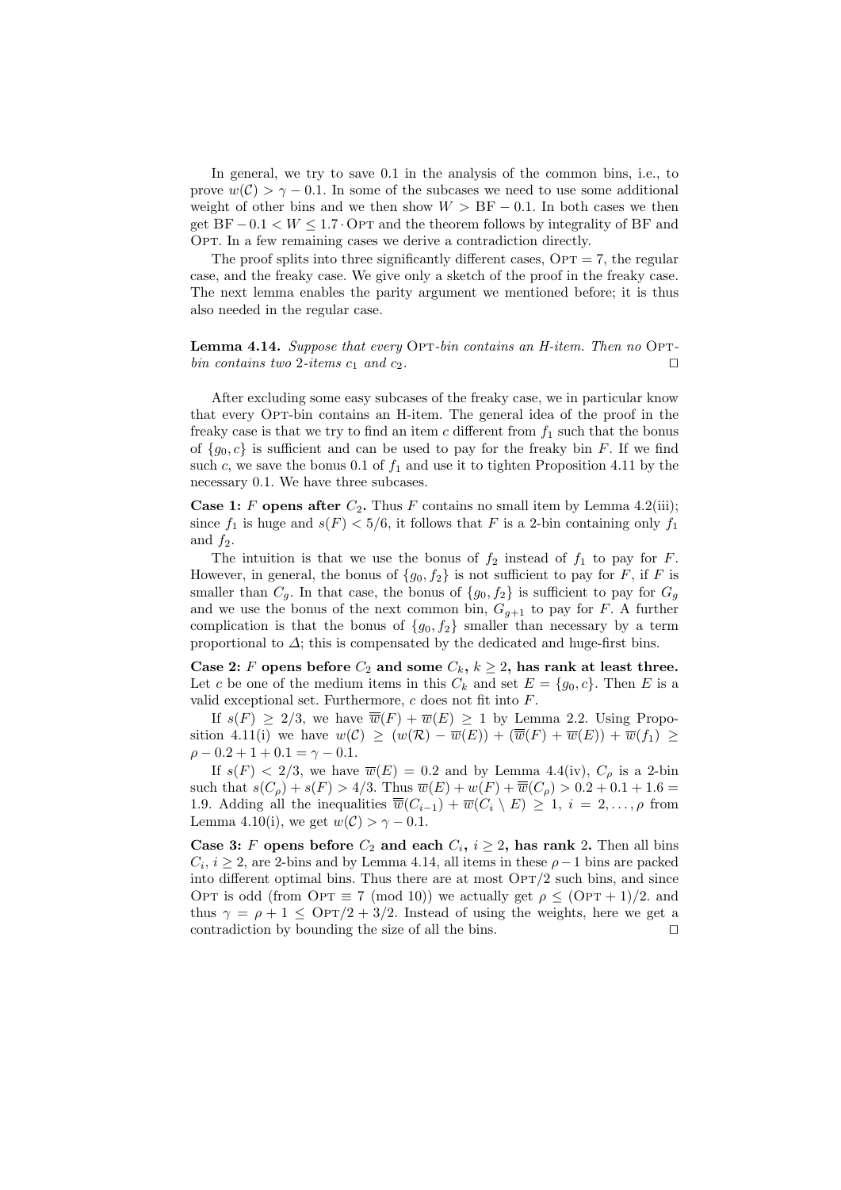In general, we try to save 0.1 in the analysis of the common bins, i.e., to prove $w(\mathcal{C}) > \gamma - 0.1$. In some of the subcases we need to use some additional weight of other bins and we then show $W > \mathrm{BF} - 0.1$. In both cases we then get $\mathrm{BF} - 0.1 < W \leq 1.7 \cdot \mathrm{OPT}$ and the theorem follows by integrality of BF and OPT. In a few remaining cases we derive a contradiction directly.

The proof splits into three significantly different cases, $\mathrm{OPT} = 7$, the regular case, and the freaky case. We give only a sketch of the proof in the freaky case. The next lemma enables the parity argument we mentioned before; it is thus also needed in the regular case.

**Lemma 4.14.** *Suppose that every* OPT*-bin contains an H-item. Then no* OPT*-bin contains two 2-items $c_1$ and $c_2$.* □

After excluding some easy subcases of the freaky case, we in particular know that every OPT-bin contains an H-item. The general idea of the proof in the freaky case is that we try to find an item $c$ different from $f_1$ such that the bonus of $\{g_0, c\}$ is sufficient and can be used to pay for the freaky bin $F$. If we find such $c$, we save the bonus 0.1 of $f_1$ and use it to tighten Proposition 4.11 by the necessary 0.1. We have three subcases.

**Case 1: $F$ opens after $C_2$.** Thus $F$ contains no small item by Lemma 4.2(iii); since $f_1$ is huge and $s(F) < 5/6$, it follows that $F$ is a 2-bin containing only $f_1$ and $f_2$.

The intuition is that we use the bonus of $f_2$ instead of $f_1$ to pay for $F$. However, in general, the bonus of $\{g_0, f_2\}$ is not sufficient to pay for $F$, if $F$ is smaller than $C_g$. In that case, the bonus of $\{g_0, f_2\}$ is sufficient to pay for $G_g$ and we use the bonus of the next common bin, $G_{g+1}$ to pay for $F$. A further complication is that the bonus of $\{g_0, f_2\}$ smaller than necessary by a term proportional to $\Delta$; this is compensated by the dedicated and huge-first bins.

**Case 2: $F$ opens before $C_2$ and some $C_k$, $k \geq 2$, has rank at least three.** Let $c$ be one of the medium items in this $C_k$ and set $E = \{g_0, c\}$. Then $E$ is a valid exceptional set. Furthermore, $c$ does not fit into $F$.

If $s(F) \geq 2/3$, we have $\overline{\overline{w}}(F) + \overline{w}(E) \geq 1$ by Lemma 2.2. Using Proposition 4.11(i) we have $w(\mathcal{C}) \geq (w(\mathcal{R}) - \overline{w}(E)) + (\overline{\overline{w}}(F) + \overline{w}(E)) + \overline{w}(f_1) \geq \rho - 0.2 + 1 + 0.1 = \gamma - 0.1$.

If $s(F) < 2/3$, we have $\overline{w}(E) = 0.2$ and by Lemma 4.4(iv), $C_\rho$ is a 2-bin such that $s(C_\rho) + s(F) > 4/3$. Thus $\overline{w}(E) + w(F) + \overline{\overline{w}}(C_\rho) > 0.2 + 0.1 + 1.6 = 1.9$. Adding all the inequalities $\overline{\overline{w}}(C_{i-1}) + \overline{w}(C_i \setminus E) \geq 1$, $i = 2, \ldots, \rho$ from Lemma 4.10(i), we get $w(\mathcal{C}) > \gamma - 0.1$.

**Case 3: $F$ opens before $C_2$ and each $C_i$, $i \geq 2$, has rank 2.** Then all bins $C_i$, $i \geq 2$, are 2-bins and by Lemma 4.14, all items in these $\rho - 1$ bins are packed into different optimal bins. Thus there are at most $\mathrm{OPT}/2$ such bins, and since OPT is odd (from $\mathrm{OPT} \equiv 7 \pmod{10}$) we actually get $\rho \leq (\mathrm{OPT} + 1)/2$. and thus $\gamma = \rho + 1 \leq \mathrm{OPT}/2 + 3/2$. Instead of using the weights, here we get a contradiction by bounding the size of all the bins. □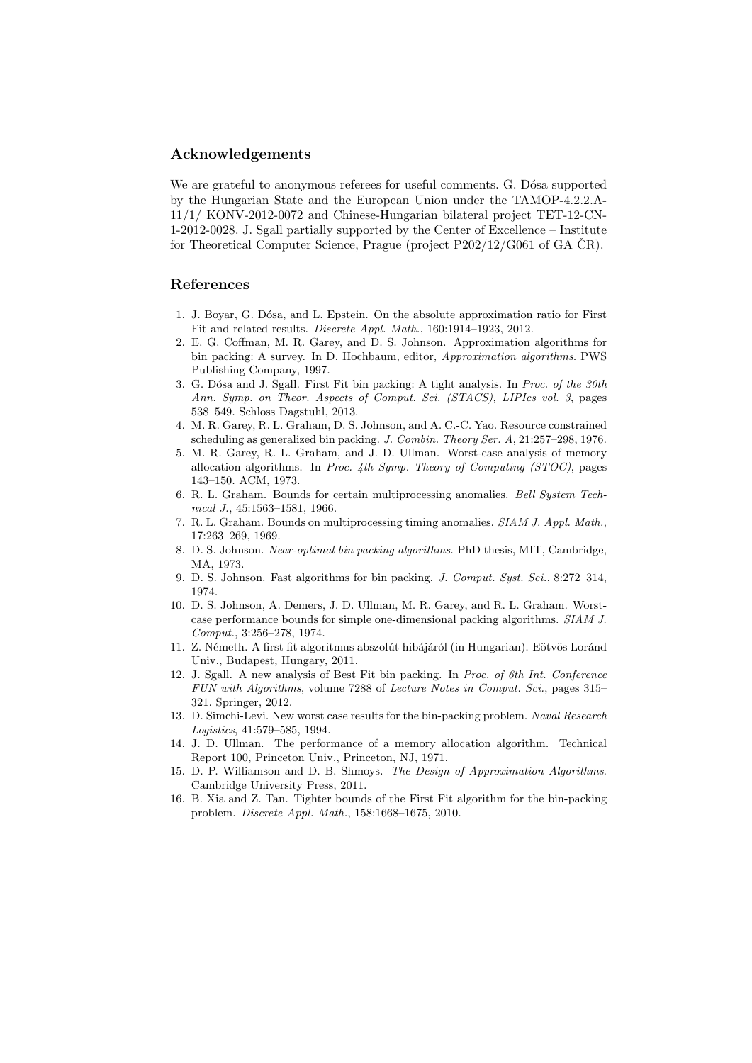## Acknowledgements

We are grateful to anonymous referees for useful comments. G. Dósa supported by the Hungarian State and the European Union under the TAMOP-4.2.2.A-11/1/ KONV-2012-0072 and Chinese-Hungarian bilateral project TET-12-CN-1-2012-0028. J. Sgall partially supported by the Center of Excellence – Institute for Theoretical Computer Science, Prague (project P202/12/G061 of GA ČR).

## References

1. J. Boyar, G. Dósa, and L. Epstein. On the absolute approximation ratio for First Fit and related results. *Discrete Appl. Math.*, 160:1914–1923, 2012.
2. E. G. Coffman, M. R. Garey, and D. S. Johnson. Approximation algorithms for bin packing: A survey. In D. Hochbaum, editor, *Approximation algorithms*. PWS Publishing Company, 1997.
3. G. Dósa and J. Sgall. First Fit bin packing: A tight analysis. In *Proc. of the 30th Ann. Symp. on Theor. Aspects of Comput. Sci. (STACS), LIPIcs vol. 3*, pages 538–549. Schloss Dagstuhl, 2013.
4. M. R. Garey, R. L. Graham, D. S. Johnson, and A. C.-C. Yao. Resource constrained scheduling as generalized bin packing. *J. Combin. Theory Ser. A*, 21:257–298, 1976.
5. M. R. Garey, R. L. Graham, and J. D. Ullman. Worst-case analysis of memory allocation algorithms. In *Proc. 4th Symp. Theory of Computing (STOC)*, pages 143–150. ACM, 1973.
6. R. L. Graham. Bounds for certain multiprocessing anomalies. *Bell System Technical J.*, 45:1563–1581, 1966.
7. R. L. Graham. Bounds on multiprocessing timing anomalies. *SIAM J. Appl. Math.*, 17:263–269, 1969.
8. D. S. Johnson. *Near-optimal bin packing algorithms*. PhD thesis, MIT, Cambridge, MA, 1973.
9. D. S. Johnson. Fast algorithms for bin packing. *J. Comput. Syst. Sci.*, 8:272–314, 1974.
10. D. S. Johnson, A. Demers, J. D. Ullman, M. R. Garey, and R. L. Graham. Worst-case performance bounds for simple one-dimensional packing algorithms. *SIAM J. Comput.*, 3:256–278, 1974.
11. Z. Németh. A first fit algoritmus abszolút hibájáról (in Hungarian). Eötvös Loránd Univ., Budapest, Hungary, 2011.
12. J. Sgall. A new analysis of Best Fit bin packing. In *Proc. of 6th Int. Conference FUN with Algorithms*, volume 7288 of *Lecture Notes in Comput. Sci.*, pages 315–321. Springer, 2012.
13. D. Simchi-Levi. New worst case results for the bin-packing problem. *Naval Research Logistics*, 41:579–585, 1994.
14. J. D. Ullman. The performance of a memory allocation algorithm. Technical Report 100, Princeton Univ., Princeton, NJ, 1971.
15. D. P. Williamson and D. B. Shmoys. *The Design of Approximation Algorithms*. Cambridge University Press, 2011.
16. B. Xia and Z. Tan. Tighter bounds of the First Fit algorithm for the bin-packing problem. *Discrete Appl. Math.*, 158:1668–1675, 2010.